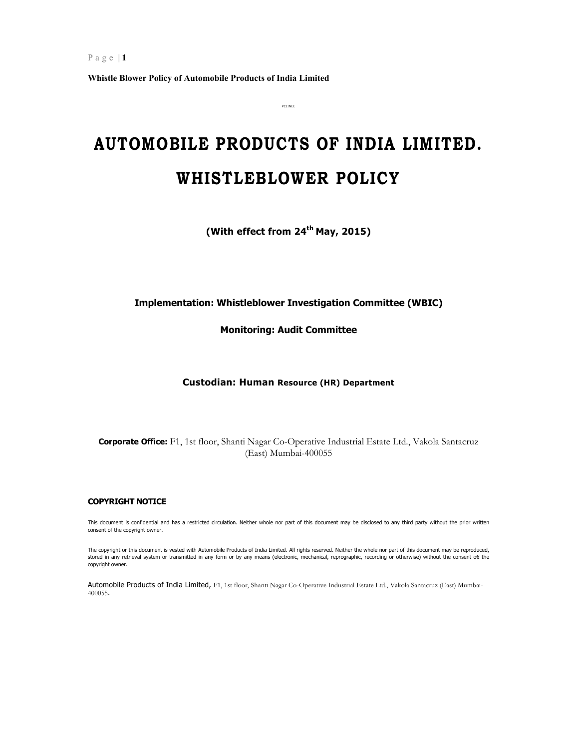PCJINEE

# AUTOMOBILE PRODUCTS OF INDIA LIMITED.

# WHISTLEBLOWER POLICY

**(With effect from 24th May, 2015)**

**Implementation: Whistleblower Investigation Committee (WBIC)**

**Monitoring: Audit Committee**

**Custodian: Human Resource (HR) Department**

**Corporate Office:** F1, 1st floor, Shanti Nagar Co-Operative Industrial Estate Ltd., Vakola Santacruz (East) Mumbai-400055

**COPYRIGHT NOTICE**

This document is confidential and has a restricted circulation. Neither whole nor part of this document may be disclosed to any third party without the prior written consent of the copyright owner.

The copyright or this document is vested with Automobile Products of India Limited. All rights reserved. Neither the whole nor part of this document may be reproduced, stored in any retrieval system or transmitted in any form or by any means (electronic, mechanical, reprographic, recording or otherwise) without the consent o€ the copyright owner.

Automobile Products of India Limited, F1, 1st floor, Shanti Nagar Co-Operative Industrial Estate Ltd., Vakola Santacruz (East) Mumbai-400055.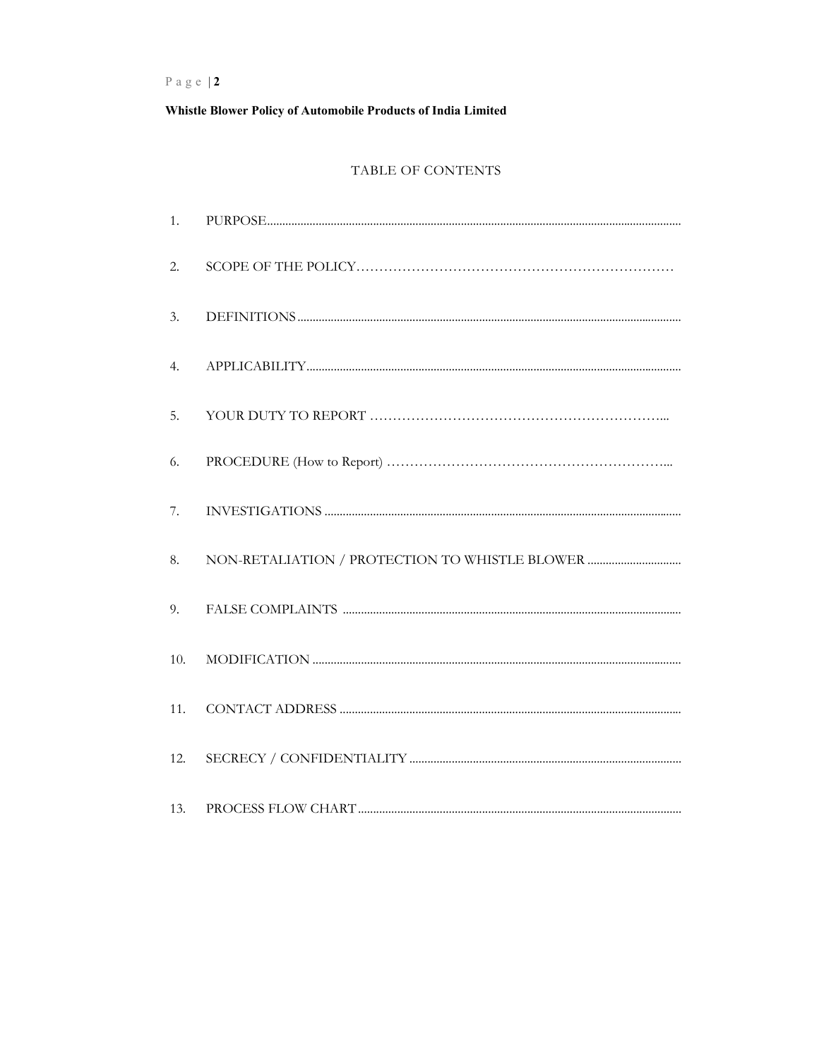**Whistle Blower Policy of Automobile Products of India Limited**

TABLE OF CONTENTS

1. PURPOSE
2. SCOPE OF THE POLICY
3. DEFINITIONS
4. APPLICABILITY
5. YOUR DUTY TO REPORT
6. PROCEDURE (How to Report)
7. INVESTIGATIONS
8. NON-RETALIATION / PROTECTION TO WHISTLE BLOWER
9. FALSE COMPLAINTS
10. MODIFICATION
11. CONTACT ADDRESS
12. SECRECY / CONFIDENTIALITY
13. PROCESS FLOW CHART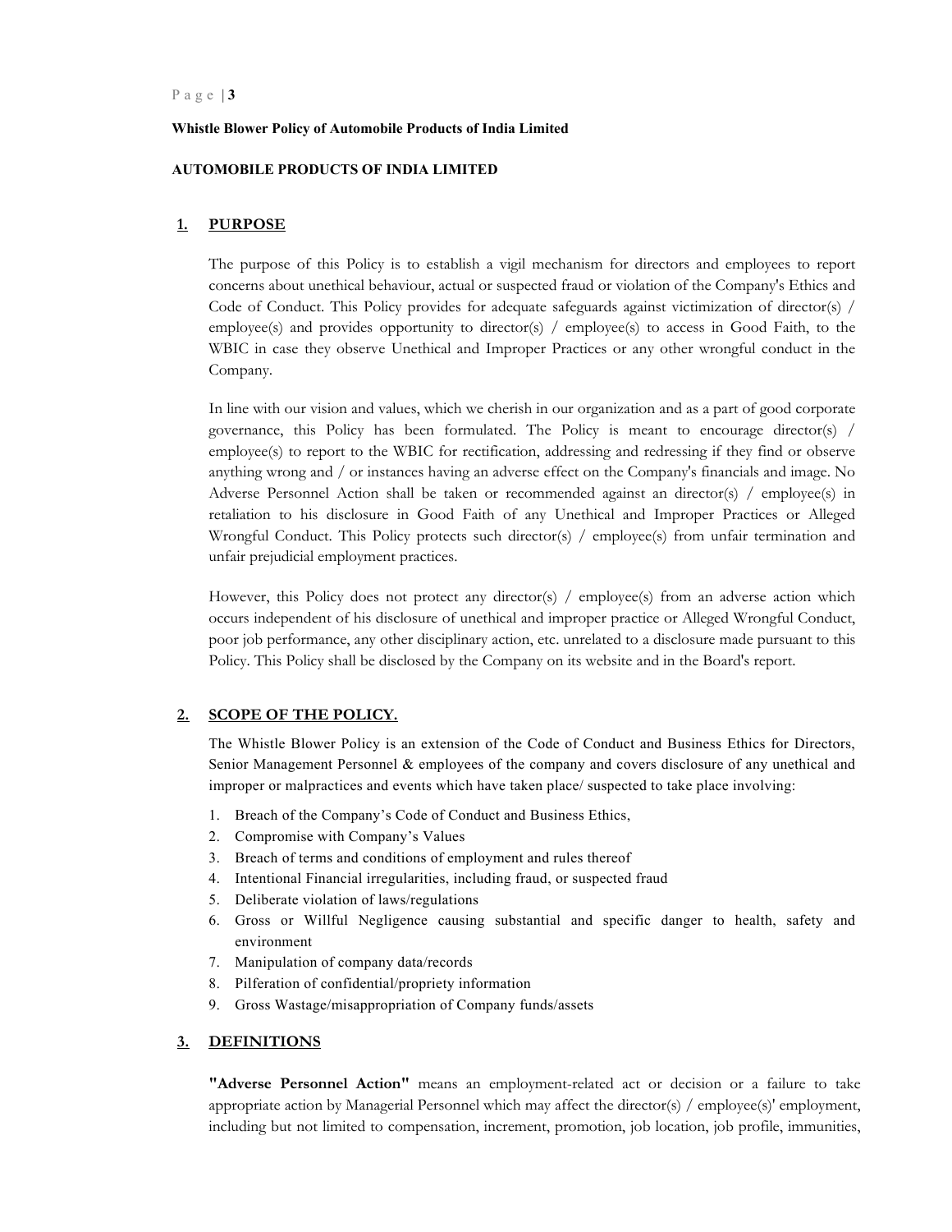**Whistle Blower Policy of Automobile Products of India Limited**

**AUTOMOBILE PRODUCTS OF INDIA LIMITED**

## 1. PURPOSE

The purpose of this Policy is to establish a vigil mechanism for directors and employees to report concerns about unethical behaviour, actual or suspected fraud or violation of the Company's Ethics and Code of Conduct. This Policy provides for adequate safeguards against victimization of director(s) / employee(s) and provides opportunity to director(s) / employee(s) to access in Good Faith, to the WBIC in case they observe Unethical and Improper Practices or any other wrongful conduct in the Company.

In line with our vision and values, which we cherish in our organization and as a part of good corporate governance, this Policy has been formulated. The Policy is meant to encourage director(s) / employee(s) to report to the WBIC for rectification, addressing and redressing if they find or observe anything wrong and / or instances having an adverse effect on the Company's financials and image. No Adverse Personnel Action shall be taken or recommended against an director(s) / employee(s) in retaliation to his disclosure in Good Faith of any Unethical and Improper Practices or Alleged Wrongful Conduct. This Policy protects such director(s) / employee(s) from unfair termination and unfair prejudicial employment practices.

However, this Policy does not protect any director(s) / employee(s) from an adverse action which occurs independent of his disclosure of unethical and improper practice or Alleged Wrongful Conduct, poor job performance, any other disciplinary action, etc. unrelated to a disclosure made pursuant to this Policy. This Policy shall be disclosed by the Company on its website and in the Board's report.

## 2. SCOPE OF THE POLICY.

The Whistle Blower Policy is an extension of the Code of Conduct and Business Ethics for Directors, Senior Management Personnel & employees of the company and covers disclosure of any unethical and improper or malpractices and events which have taken place/ suspected to take place involving:

1. Breach of the Company's Code of Conduct and Business Ethics,
2. Compromise with Company's Values
3. Breach of terms and conditions of employment and rules thereof
4. Intentional Financial irregularities, including fraud, or suspected fraud
5. Deliberate violation of laws/regulations
6. Gross or Willful Negligence causing substantial and specific danger to health, safety and environment
7. Manipulation of company data/records
8. Pilferation of confidential/propriety information
9. Gross Wastage/misappropriation of Company funds/assets

## 3. DEFINITIONS

**"Adverse Personnel Action"** means an employment-related act or decision or a failure to take appropriate action by Managerial Personnel which may affect the director(s) / employee(s)' employment, including but not limited to compensation, increment, promotion, job location, job profile, immunities,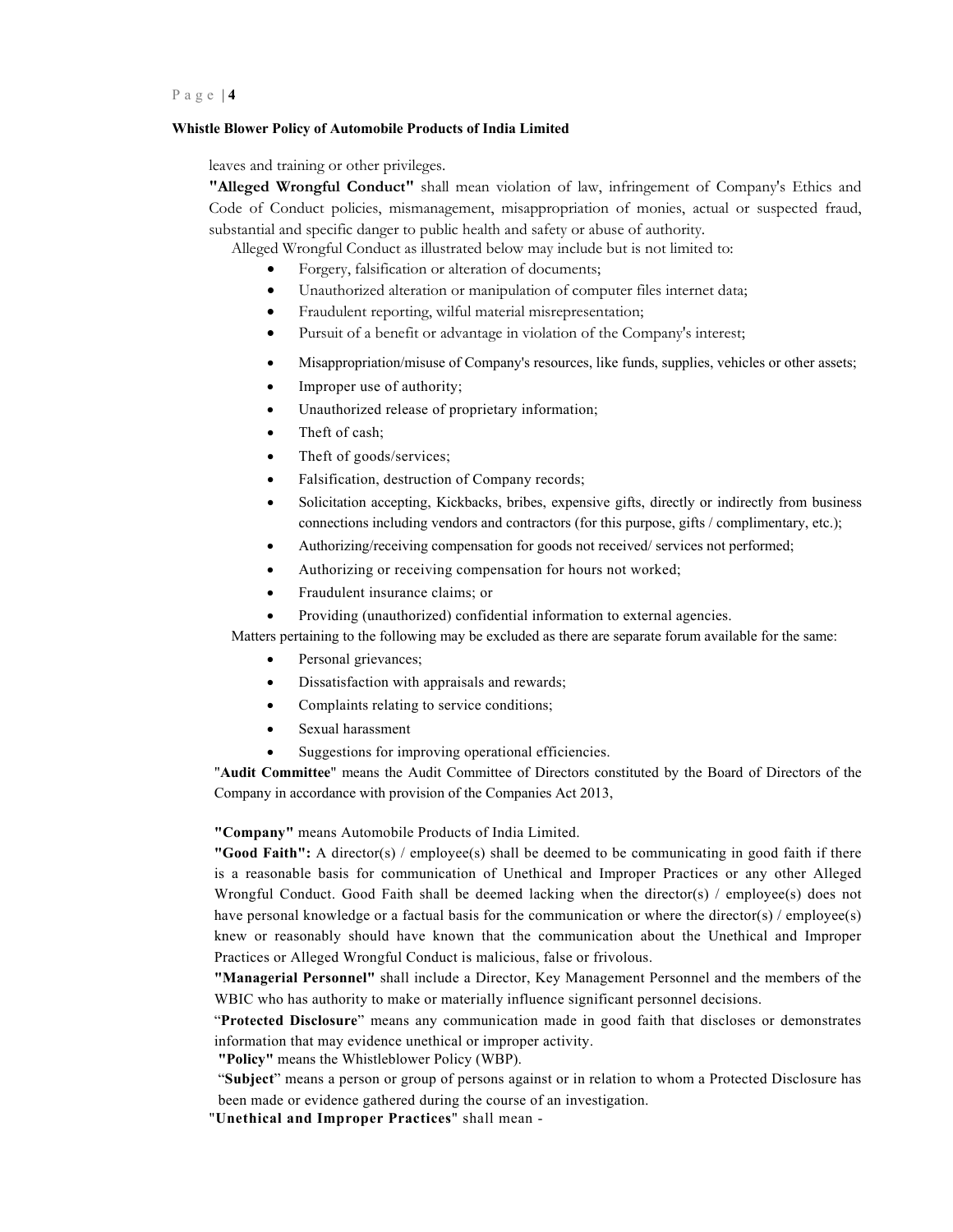leaves and training or other privileges.

**"Alleged Wrongful Conduct"** shall mean violation of law, infringement of Company's Ethics and Code of Conduct policies, mismanagement, misappropriation of monies, actual or suspected fraud, substantial and specific danger to public health and safety or abuse of authority.

Alleged Wrongful Conduct as illustrated below may include but is not limited to:

- Forgery, falsification or alteration of documents;
- Unauthorized alteration or manipulation of computer files internet data;
- Fraudulent reporting, wilful material misrepresentation;
- Pursuit of a benefit or advantage in violation of the Company's interest;
- Misappropriation/misuse of Company's resources, like funds, supplies, vehicles or other assets;
- Improper use of authority;
- Unauthorized release of proprietary information;
- Theft of cash;
- Theft of goods/services;
- Falsification, destruction of Company records;
- Solicitation accepting, Kickbacks, bribes, expensive gifts, directly or indirectly from business connections including vendors and contractors (for this purpose, gifts / complimentary, etc.);
- Authorizing/receiving compensation for goods not received/ services not performed;
- Authorizing or receiving compensation for hours not worked;
- Fraudulent insurance claims; or
- Providing (unauthorized) confidential information to external agencies.

Matters pertaining to the following may be excluded as there are separate forum available for the same:

- Personal grievances;
- Dissatisfaction with appraisals and rewards;
- Complaints relating to service conditions;
- Sexual harassment
- Suggestions for improving operational efficiencies.

"**Audit Committee**" means the Audit Committee of Directors constituted by the Board of Directors of the Company in accordance with provision of the Companies Act 2013,

**"Company"** means Automobile Products of India Limited.

**"Good Faith":** A director(s) / employee(s) shall be deemed to be communicating in good faith if there is a reasonable basis for communication of Unethical and Improper Practices or any other Alleged Wrongful Conduct. Good Faith shall be deemed lacking when the director(s) / employee(s) does not have personal knowledge or a factual basis for the communication or where the director(s) / employee(s) knew or reasonably should have known that the communication about the Unethical and Improper Practices or Alleged Wrongful Conduct is malicious, false or frivolous.

**"Managerial Personnel"** shall include a Director, Key Management Personnel and the members of the WBIC who has authority to make or materially influence significant personnel decisions.

"**Protected Disclosure**" means any communication made in good faith that discloses or demonstrates information that may evidence unethical or improper activity.

**"Policy"** means the Whistleblower Policy (WBP).

"**Subject**" means a person or group of persons against or in relation to whom a Protected Disclosure has been made or evidence gathered during the course of an investigation.

"**Unethical and Improper Practices**" shall mean -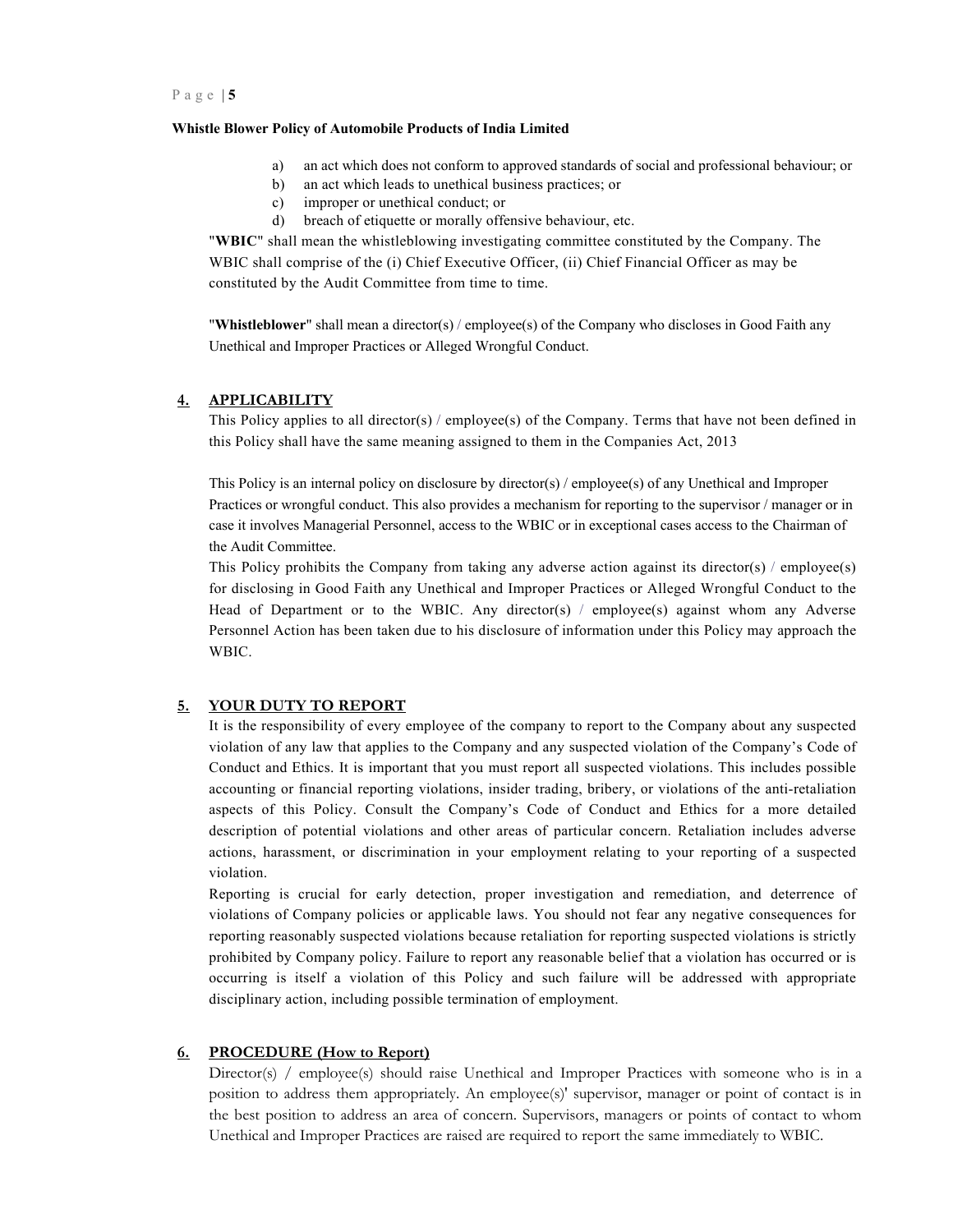a) an act which does not conform to approved standards of social and professional behaviour; or
b) an act which leads to unethical business practices; or
c) improper or unethical conduct; or
d) breach of etiquette or morally offensive behaviour, etc.

"**WBIC**" shall mean the whistleblowing investigating committee constituted by the Company. The WBIC shall comprise of the (i) Chief Executive Officer, (ii) Chief Financial Officer as may be constituted by the Audit Committee from time to time.

"**Whistleblower**" shall mean a director(s) / employee(s) of the Company who discloses in Good Faith any Unethical and Improper Practices or Alleged Wrongful Conduct.

## 4. APPLICABILITY

This Policy applies to all director(s) / employee(s) of the Company. Terms that have not been defined in this Policy shall have the same meaning assigned to them in the Companies Act, 2013

This Policy is an internal policy on disclosure by director(s) / employee(s) of any Unethical and Improper Practices or wrongful conduct. This also provides a mechanism for reporting to the supervisor / manager or in case it involves Managerial Personnel, access to the WBIC or in exceptional cases access to the Chairman of the Audit Committee.

This Policy prohibits the Company from taking any adverse action against its director(s) / employee(s) for disclosing in Good Faith any Unethical and Improper Practices or Alleged Wrongful Conduct to the Head of Department or to the WBIC. Any director(s) / employee(s) against whom any Adverse Personnel Action has been taken due to his disclosure of information under this Policy may approach the WBIC.

## 5. YOUR DUTY TO REPORT

It is the responsibility of every employee of the company to report to the Company about any suspected violation of any law that applies to the Company and any suspected violation of the Company's Code of Conduct and Ethics. It is important that you must report all suspected violations. This includes possible accounting or financial reporting violations, insider trading, bribery, or violations of the anti-retaliation aspects of this Policy. Consult the Company's Code of Conduct and Ethics for a more detailed description of potential violations and other areas of particular concern. Retaliation includes adverse actions, harassment, or discrimination in your employment relating to your reporting of a suspected violation.

Reporting is crucial for early detection, proper investigation and remediation, and deterrence of violations of Company policies or applicable laws. You should not fear any negative consequences for reporting reasonably suspected violations because retaliation for reporting suspected violations is strictly prohibited by Company policy. Failure to report any reasonable belief that a violation has occurred or is occurring is itself a violation of this Policy and such failure will be addressed with appropriate disciplinary action, including possible termination of employment.

## 6. PROCEDURE (How to Report)

Director(s) / employee(s) should raise Unethical and Improper Practices with someone who is in a position to address them appropriately. An employee(s)' supervisor, manager or point of contact is in the best position to address an area of concern. Supervisors, managers or points of contact to whom Unethical and Improper Practices are raised are required to report the same immediately to WBIC.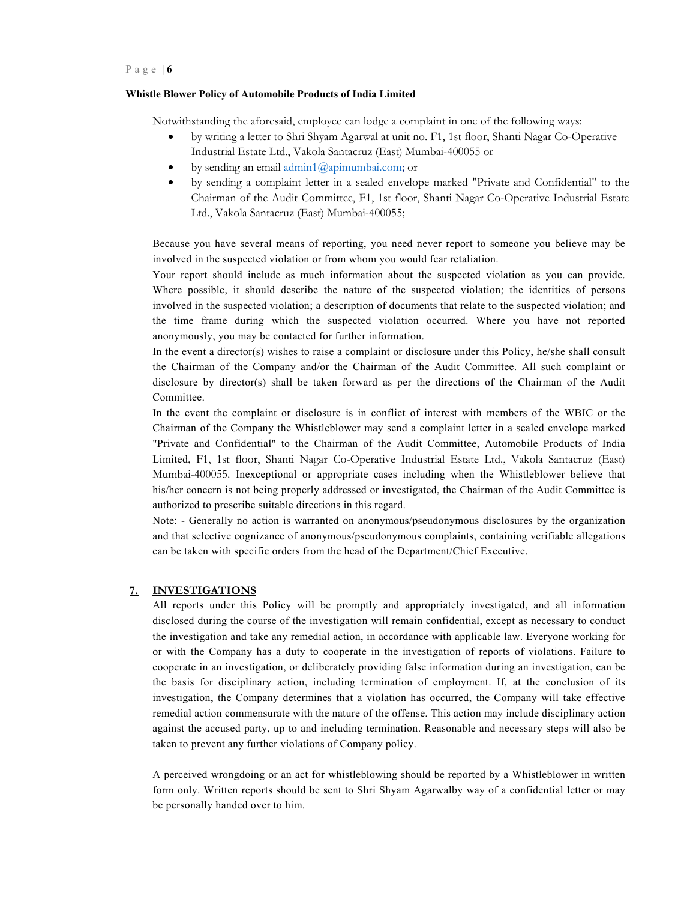Notwithstanding the aforesaid, employee can lodge a complaint in one of the following ways:

- by writing a letter to Shri Shyam Agarwal at unit no. F1, 1st floor, Shanti Nagar Co-Operative Industrial Estate Ltd., Vakola Santacruz (East) Mumbai-400055 or
- by sending an email admin1@apimumbai.com; or
- by sending a complaint letter in a sealed envelope marked "Private and Confidential" to the Chairman of the Audit Committee, F1, 1st floor, Shanti Nagar Co-Operative Industrial Estate Ltd., Vakola Santacruz (East) Mumbai-400055;

Because you have several means of reporting, you need never report to someone you believe may be involved in the suspected violation or from whom you would fear retaliation.

Your report should include as much information about the suspected violation as you can provide. Where possible, it should describe the nature of the suspected violation; the identities of persons involved in the suspected violation; a description of documents that relate to the suspected violation; and the time frame during which the suspected violation occurred. Where you have not reported anonymously, you may be contacted for further information.

In the event a director(s) wishes to raise a complaint or disclosure under this Policy, he/she shall consult the Chairman of the Company and/or the Chairman of the Audit Committee. All such complaint or disclosure by director(s) shall be taken forward as per the directions of the Chairman of the Audit Committee.

In the event the complaint or disclosure is in conflict of interest with members of the WBIC or the Chairman of the Company the Whistleblower may send a complaint letter in a sealed envelope marked "Private and Confidential" to the Chairman of the Audit Committee, Automobile Products of India Limited, F1, 1st floor, Shanti Nagar Co-Operative Industrial Estate Ltd., Vakola Santacruz (East) Mumbai-400055. Inexceptional or appropriate cases including when the Whistleblower believe that his/her concern is not being properly addressed or investigated, the Chairman of the Audit Committee is authorized to prescribe suitable directions in this regard.

Note: - Generally no action is warranted on anonymous/pseudonymous disclosures by the organization and that selective cognizance of anonymous/pseudonymous complaints, containing verifiable allegations can be taken with specific orders from the head of the Department/Chief Executive.

## 7. INVESTIGATIONS

All reports under this Policy will be promptly and appropriately investigated, and all information disclosed during the course of the investigation will remain confidential, except as necessary to conduct the investigation and take any remedial action, in accordance with applicable law. Everyone working for or with the Company has a duty to cooperate in the investigation of reports of violations. Failure to cooperate in an investigation, or deliberately providing false information during an investigation, can be the basis for disciplinary action, including termination of employment. If, at the conclusion of its investigation, the Company determines that a violation has occurred, the Company will take effective remedial action commensurate with the nature of the offense. This action may include disciplinary action against the accused party, up to and including termination. Reasonable and necessary steps will also be taken to prevent any further violations of Company policy.

A perceived wrongdoing or an act for whistleblowing should be reported by a Whistleblower in written form only. Written reports should be sent to Shri Shyam Agarwalby way of a confidential letter or may be personally handed over to him.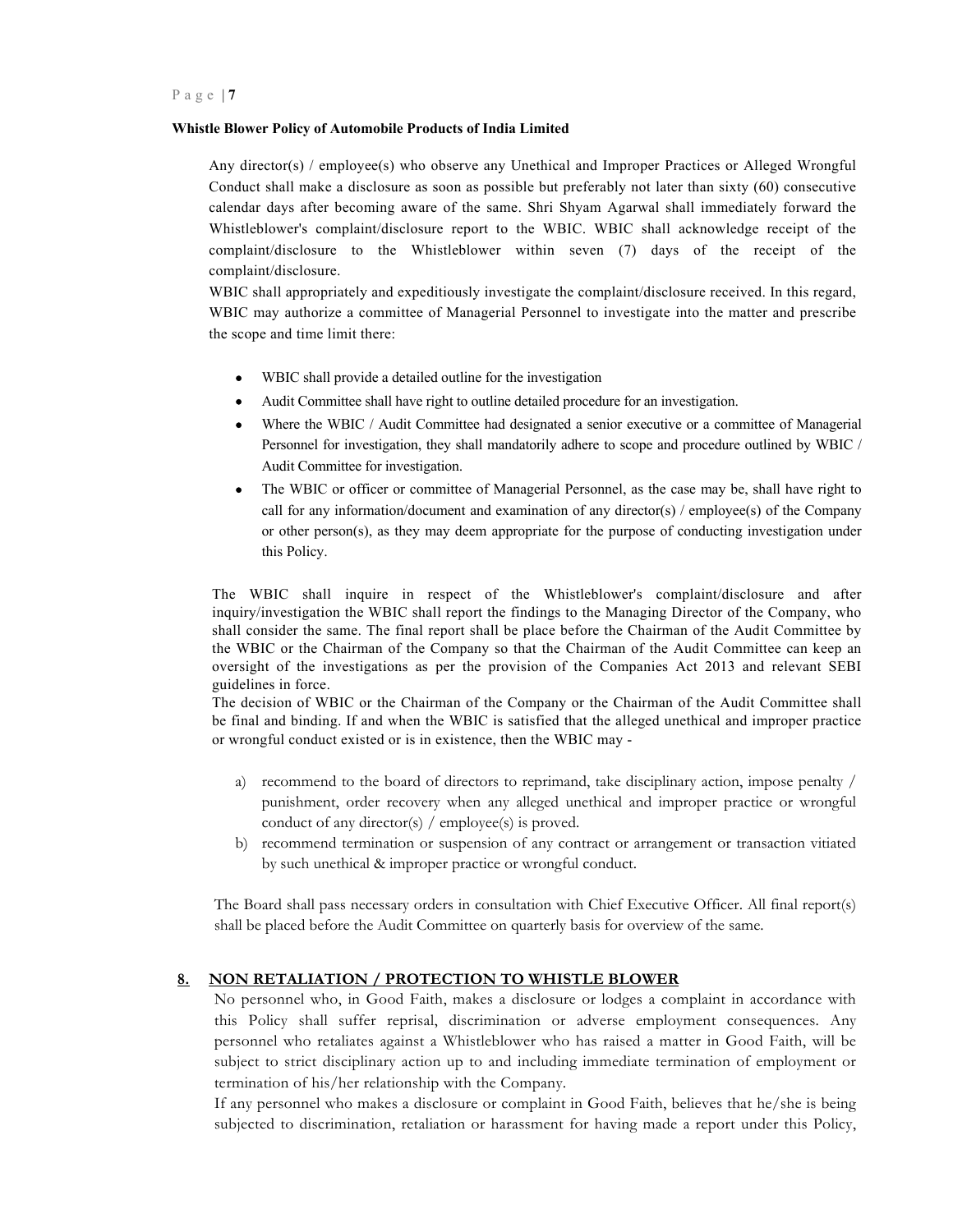Any director(s) / employee(s) who observe any Unethical and Improper Practices or Alleged Wrongful Conduct shall make a disclosure as soon as possible but preferably not later than sixty (60) consecutive calendar days after becoming aware of the same. Shri Shyam Agarwal shall immediately forward the Whistleblower's complaint/disclosure report to the WBIC. WBIC shall acknowledge receipt of the complaint/disclosure to the Whistleblower within seven (7) days of the receipt of the complaint/disclosure.

WBIC shall appropriately and expeditiously investigate the complaint/disclosure received. In this regard, WBIC may authorize a committee of Managerial Personnel to investigate into the matter and prescribe the scope and time limit there:

- WBIC shall provide a detailed outline for the investigation
- Audit Committee shall have right to outline detailed procedure for an investigation.
- Where the WBIC / Audit Committee had designated a senior executive or a committee of Managerial Personnel for investigation, they shall mandatorily adhere to scope and procedure outlined by WBIC / Audit Committee for investigation.
- The WBIC or officer or committee of Managerial Personnel, as the case may be, shall have right to call for any information/document and examination of any director(s) / employee(s) of the Company or other person(s), as they may deem appropriate for the purpose of conducting investigation under this Policy.

The WBIC shall inquire in respect of the Whistleblower's complaint/disclosure and after inquiry/investigation the WBIC shall report the findings to the Managing Director of the Company, who shall consider the same. The final report shall be place before the Chairman of the Audit Committee by the WBIC or the Chairman of the Company so that the Chairman of the Audit Committee can keep an oversight of the investigations as per the provision of the Companies Act 2013 and relevant SEBI guidelines in force.

The decision of WBIC or the Chairman of the Company or the Chairman of the Audit Committee shall be final and binding. If and when the WBIC is satisfied that the alleged unethical and improper practice or wrongful conduct existed or is in existence, then the WBIC may -

a) recommend to the board of directors to reprimand, take disciplinary action, impose penalty / punishment, order recovery when any alleged unethical and improper practice or wrongful conduct of any director(s) / employee(s) is proved.
b) recommend termination or suspension of any contract or arrangement or transaction vitiated by such unethical & improper practice or wrongful conduct.

The Board shall pass necessary orders in consultation with Chief Executive Officer. All final report(s) shall be placed before the Audit Committee on quarterly basis for overview of the same.

## 8. NON RETALIATION / PROTECTION TO WHISTLE BLOWER

No personnel who, in Good Faith, makes a disclosure or lodges a complaint in accordance with this Policy shall suffer reprisal, discrimination or adverse employment consequences. Any personnel who retaliates against a Whistleblower who has raised a matter in Good Faith, will be subject to strict disciplinary action up to and including immediate termination of employment or termination of his/her relationship with the Company.

If any personnel who makes a disclosure or complaint in Good Faith, believes that he/she is being subjected to discrimination, retaliation or harassment for having made a report under this Policy,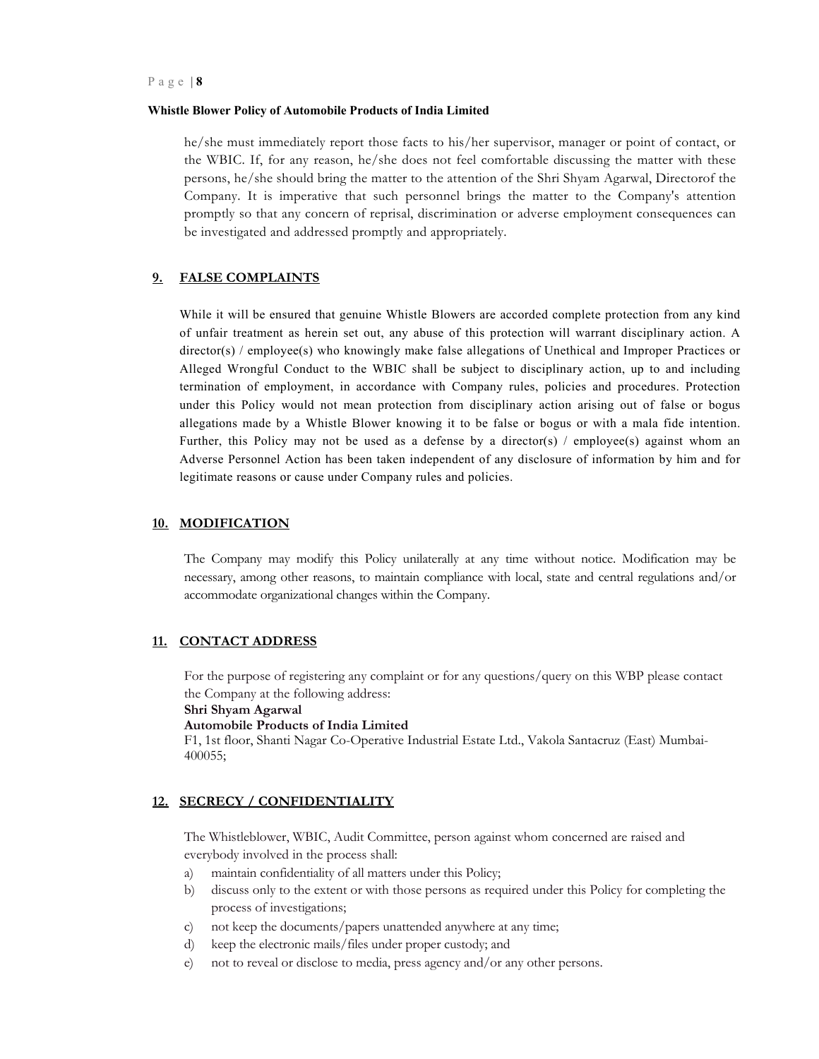he/she must immediately report those facts to his/her supervisor, manager or point of contact, or the WBIC. If, for any reason, he/she does not feel comfortable discussing the matter with these persons, he/she should bring the matter to the attention of the Shri Shyam Agarwal, Directorof the Company. It is imperative that such personnel brings the matter to the Company's attention promptly so that any concern of reprisal, discrimination or adverse employment consequences can be investigated and addressed promptly and appropriately.

## 9. FALSE COMPLAINTS

While it will be ensured that genuine Whistle Blowers are accorded complete protection from any kind of unfair treatment as herein set out, any abuse of this protection will warrant disciplinary action. A director(s) / employee(s) who knowingly make false allegations of Unethical and Improper Practices or Alleged Wrongful Conduct to the WBIC shall be subject to disciplinary action, up to and including termination of employment, in accordance with Company rules, policies and procedures. Protection under this Policy would not mean protection from disciplinary action arising out of false or bogus allegations made by a Whistle Blower knowing it to be false or bogus or with a mala fide intention. Further, this Policy may not be used as a defense by a director(s) / employee(s) against whom an Adverse Personnel Action has been taken independent of any disclosure of information by him and for legitimate reasons or cause under Company rules and policies.

## 10. MODIFICATION

The Company may modify this Policy unilaterally at any time without notice. Modification may be necessary, among other reasons, to maintain compliance with local, state and central regulations and/or accommodate organizational changes within the Company.

## 11. CONTACT ADDRESS

For the purpose of registering any complaint or for any questions/query on this WBP please contact the Company at the following address:

**Shri Shyam Agarwal**
**Automobile Products of India Limited**
F1, 1st floor, Shanti Nagar Co-Operative Industrial Estate Ltd., Vakola Santacruz (East) Mumbai-400055;

## 12. SECRECY / CONFIDENTIALITY

The Whistleblower, WBIC, Audit Committee, person against whom concerned are raised and everybody involved in the process shall:

a) maintain confidentiality of all matters under this Policy;
b) discuss only to the extent or with those persons as required under this Policy for completing the process of investigations;
c) not keep the documents/papers unattended anywhere at any time;
d) keep the electronic mails/files under proper custody; and
e) not to reveal or disclose to media, press agency and/or any other persons.